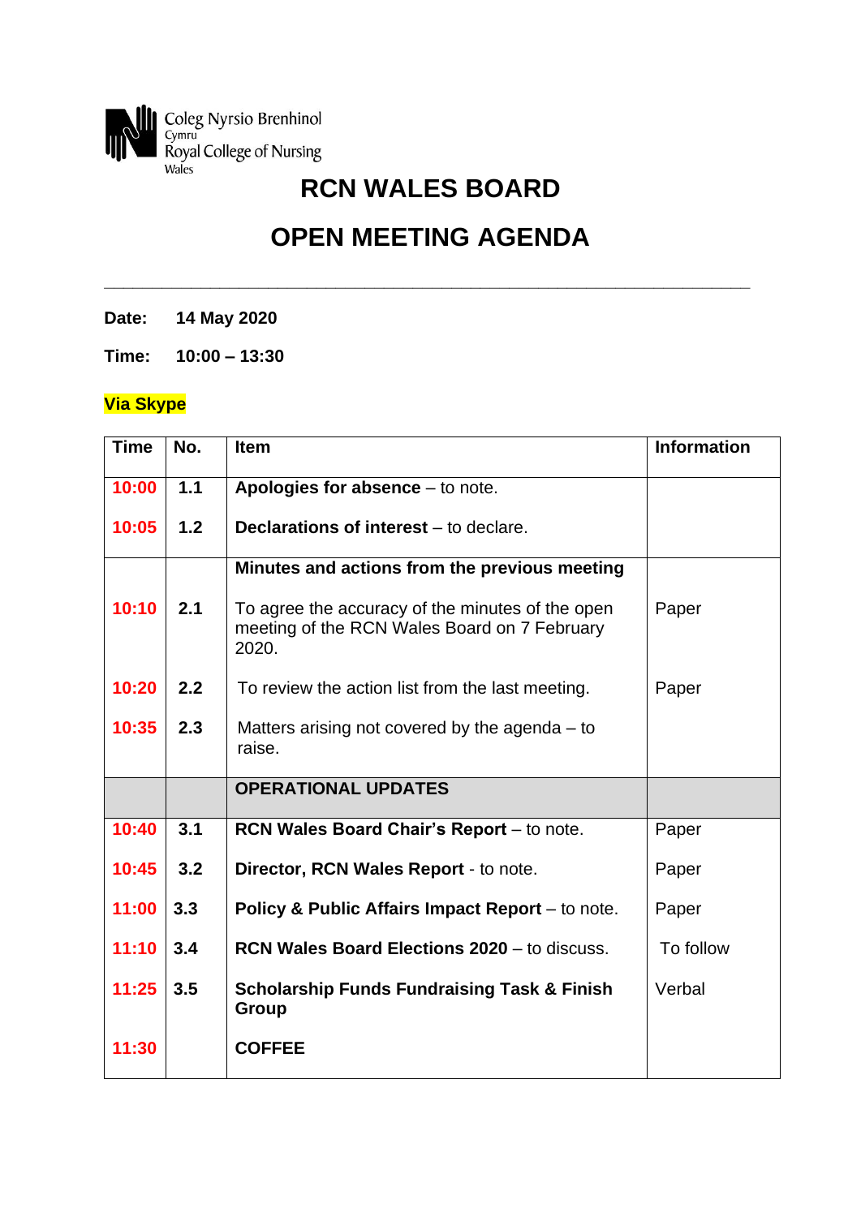Coleg Nyrsio Brenhinol
Cymru
Royal College of Nursing
Wales

# RCN WALES BOARD

# OPEN MEETING AGENDA

---

**Date:** **14 May 2020**

**Time:** **10:00 – 13:30**

**Via Skype**

| Time | No. | Item | Information |
|---|---|---|---|
| 10:00 | 1.1 | **Apologies for absence** – to note. | |
| 10:05 | 1.2 | **Declarations of interest** – to declare. | |
| | | **Minutes and actions from the previous meeting** | |
| 10:10 | 2.1 | To agree the accuracy of the minutes of the open meeting of the RCN Wales Board on 7 February 2020. | Paper |
| 10:20 | 2.2 | To review the action list from the last meeting. | Paper |
| 10:35 | 2.3 | Matters arising not covered by the agenda – to raise. | |
| | | **OPERATIONAL UPDATES** | |
| 10:40 | 3.1 | **RCN Wales Board Chair's Report** – to note. | Paper |
| 10:45 | 3.2 | **Director, RCN Wales Report** - to note. | Paper |
| 11:00 | 3.3 | **Policy & Public Affairs Impact Report** – to note. | Paper |
| 11:10 | 3.4 | **RCN Wales Board Elections 2020** – to discuss. | To follow |
| 11:25 | 3.5 | **Scholarship Funds Fundraising Task & Finish Group** | Verbal |
| 11:30 | | **COFFEE** | |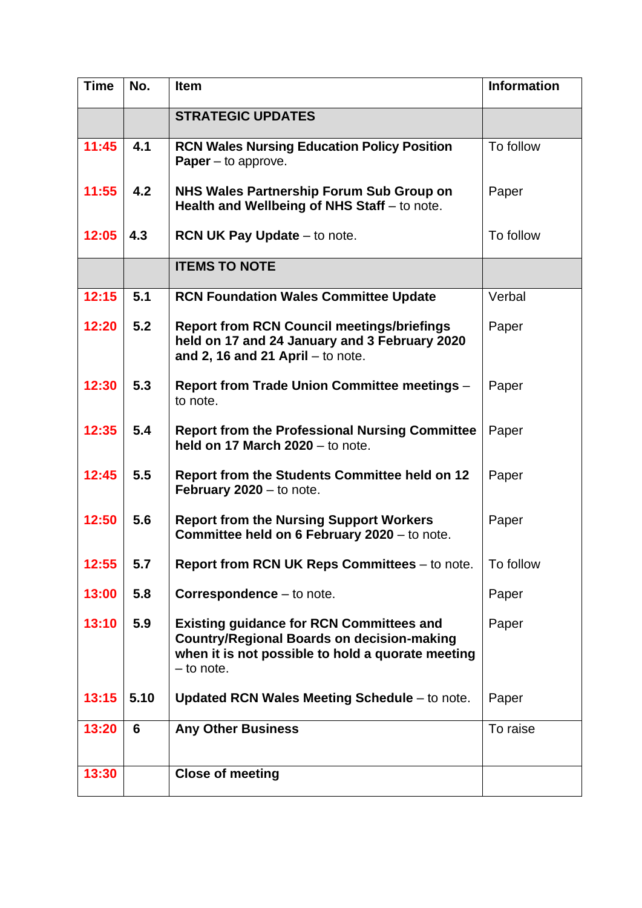| Time | No. | Item | Information |
|---|---|---|---|
| | | **STRATEGIC UPDATES** | |
| 11:45 | 4.1 | **RCN Wales Nursing Education Policy Position Paper** – to approve. | To follow |
| 11:55 | 4.2 | **NHS Wales Partnership Forum Sub Group on Health and Wellbeing of NHS Staff** – to note. | Paper |
| 12:05 | 4.3 | **RCN UK Pay Update** – to note. | To follow |
| | | **ITEMS TO NOTE** | |
| 12:15 | 5.1 | **RCN Foundation Wales Committee Update** | Verbal |
| 12:20 | 5.2 | **Report from RCN Council meetings/briefings held on 17 and 24 January and 3 February 2020 and 2, 16 and 21 April** – to note. | Paper |
| 12:30 | 5.3 | **Report from Trade Union Committee meetings** – to note. | Paper |
| 12:35 | 5.4 | **Report from the Professional Nursing Committee held on 17 March 2020** – to note. | Paper |
| 12:45 | 5.5 | **Report from the Students Committee held on 12 February 2020** – to note. | Paper |
| 12:50 | 5.6 | **Report from the Nursing Support Workers Committee held on 6 February 2020** – to note. | Paper |
| 12:55 | 5.7 | **Report from RCN UK Reps Committees** – to note. | To follow |
| 13:00 | 5.8 | **Correspondence** – to note. | Paper |
| 13:10 | 5.9 | **Existing guidance for RCN Committees and Country/Regional Boards on decision-making when it is not possible to hold a quorate meeting** – to note. | Paper |
| 13:15 | 5.10 | **Updated RCN Wales Meeting Schedule** – to note. | Paper |
| 13:20 | 6 | **Any Other Business** | To raise |
| 13:30 | | **Close of meeting** | |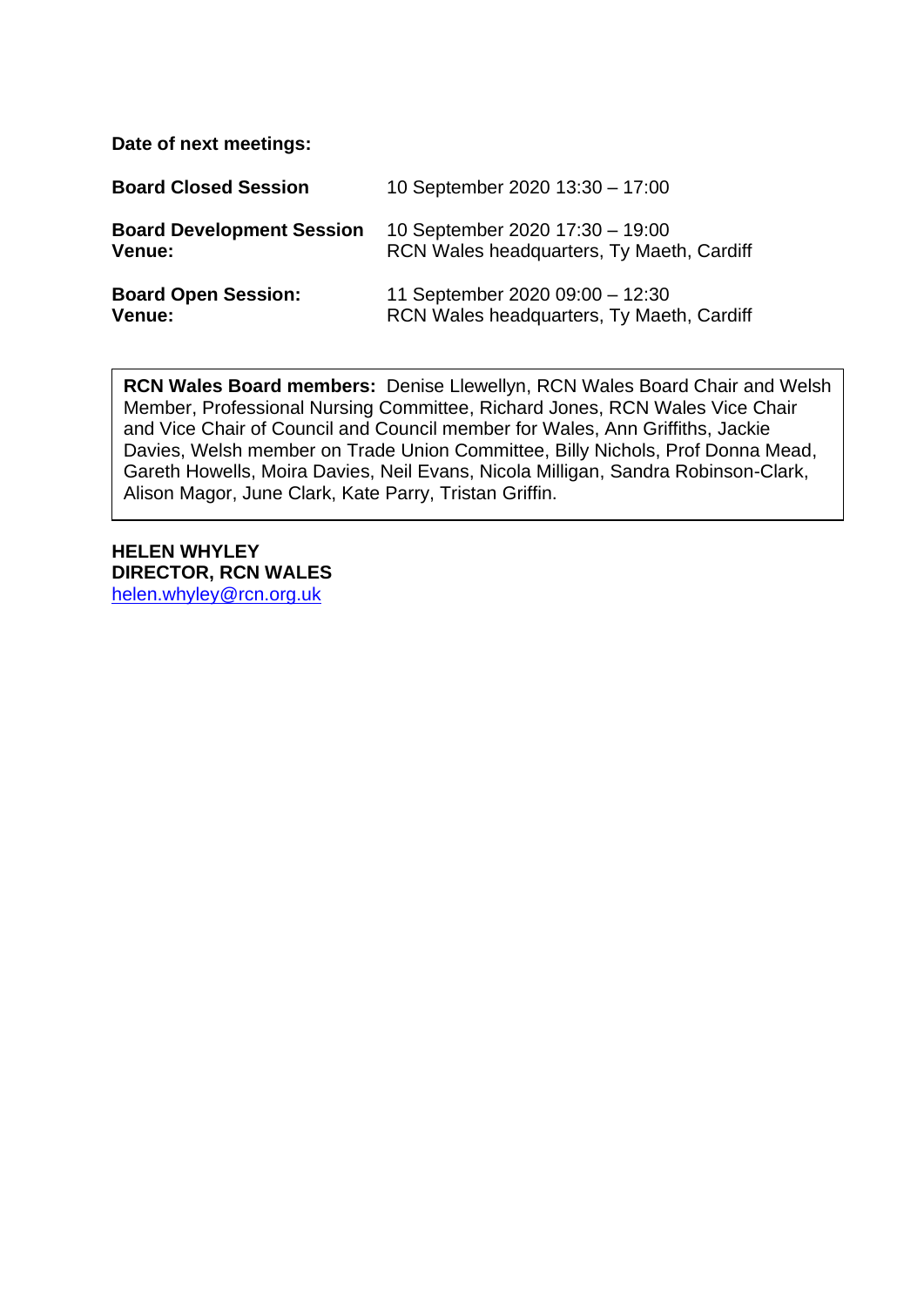**Date of next meetings:**

| | |
|---|---|
| **Board Closed Session** | 10 September 2020 13:30 – 17:00 |
| **Board Development Session**<br>**Venue:** | 10 September 2020 17:30 – 19:00<br>RCN Wales headquarters, Ty Maeth, Cardiff |
| **Board Open Session:**<br>**Venue:** | 11 September 2020 09:00 – 12:30<br>RCN Wales headquarters, Ty Maeth, Cardiff |

**RCN Wales Board members:** Denise Llewellyn, RCN Wales Board Chair and Welsh Member, Professional Nursing Committee, Richard Jones, RCN Wales Vice Chair and Vice Chair of Council and Council member for Wales, Ann Griffiths, Jackie Davies, Welsh member on Trade Union Committee, Billy Nichols, Prof Donna Mead, Gareth Howells, Moira Davies, Neil Evans, Nicola Milligan, Sandra Robinson-Clark, Alison Magor, June Clark, Kate Parry, Tristan Griffin.

**HELEN WHYLEY**
**DIRECTOR, RCN WALES**
helen.whyley@rcn.org.uk